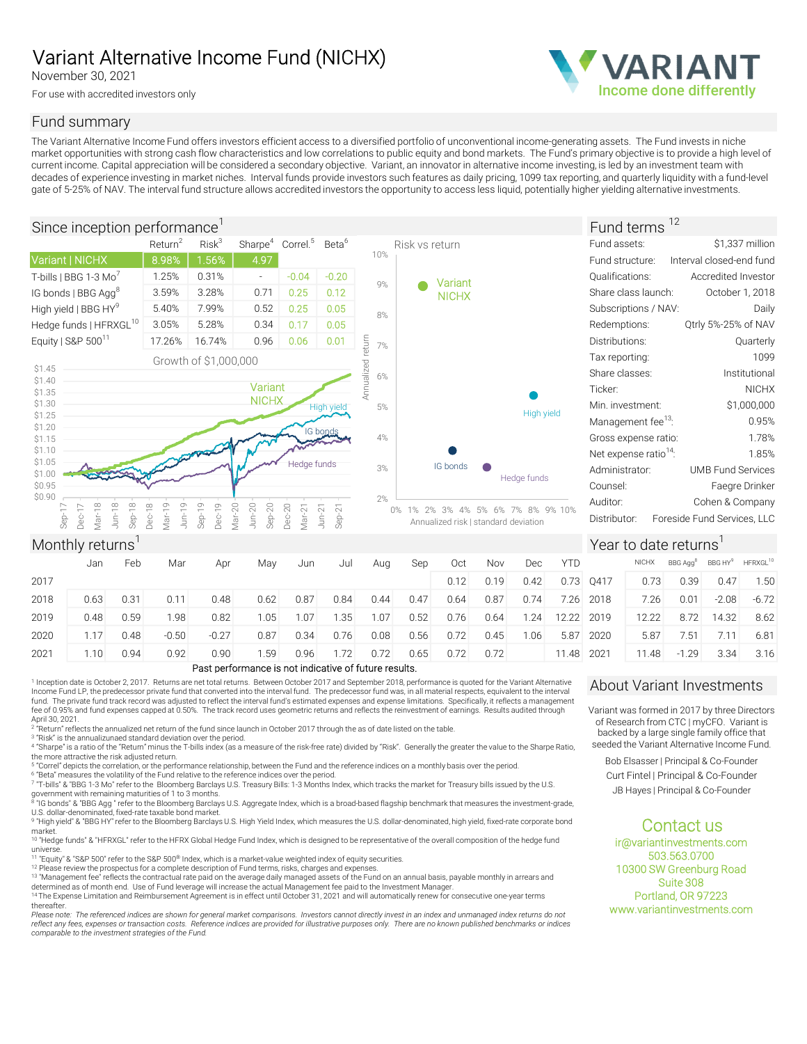# Variant Alternative Income Fund (NICHX)

November 30, 2021

For use with accredited investors only

VARIANT
Income done differently

## Fund summary

The Variant Alternative Income Fund offers investors efficient access to a diversified portfolio of unconventional income-generating assets. The Fund invests in niche market opportunities with strong cash flow characteristics and low correlations to public equity and bond markets. The Fund's primary objective is to provide a high level of current income. Capital appreciation will be considered a secondary objective. Variant, an innovator in alternative income investing, is led by an investment team with decades of experience investing in market niches. Interval funds provide investors such features as daily pricing, 1099 tax reporting, and quarterly liquidity with a fund-level gate of 5-25% of NAV. The interval fund structure allows accredited investors the opportunity to access less liquid, potentially higher yielding alternative investments.

## Since inception performance[1]

| | Return[2] | Risk[3] | Sharpe[4] | Correl.[5] | Beta[6] |
|---|---|---|---|---|---|
| Variant \| NICHX | 8.98% | 1.56% | 4.97 | | |
| T-bills \| BBG 1-3 Mo[7] | 1.25% | 0.31% | - | -0.04 | -0.20 |
| IG bonds \| BBG Agg[8] | 3.59% | 3.28% | 0.71 | 0.25 | 0.12 |
| High yield \| BBG HY[9] | 5.40% | 7.99% | 0.52 | 0.25 | 0.05 |
| Hedge funds \| HFRXGL[10] | 3.05% | 5.28% | 0.34 | 0.17 | 0.05 |
| Equity \| S&P 500[11] | 17.26% | 16.74% | 0.96 | 0.06 | 0.01 |

Growth of $1,000,000

$1.45
$1.40
$1.35
$1.30
$1.25
$1.20
$1.15
$1.10
$1.05
$1.00
$0.95
$0.90

Variant NICHX
High yield
IG bonds
Hedge funds

Sep-17, Dec-17, Mar-18, Jun-18, Sep-18, Dec-18, Mar-19, Jun-19, Sep-19, Dec-19, Mar-20, Jun-20, Sep-20, Dec-20, Mar-21, Jun-21, Sep-21

Risk vs return

Annualized return

10%
9%
8%
7%
6%
5%
4%
3%
2%

Variant NICHX
High yield
IG bonds
Hedge funds

0% 1% 2% 3% 4% 5% 6% 7% 8% 9% 10%

Annualized risk | standard deviation

## Fund terms[12]

| | |
|---|---|
| Fund assets: | $1,337 million |
| Fund structure: | Interval closed-end fund |
| Qualifications: | Accredited Investor |
| Share class launch: | October 1, 2018 |
| Subscriptions / NAV: | Daily |
| Redemptions: | Qtrly 5%-25% of NAV |
| Distributions: | Quarterly |
| Tax reporting: | 1099 |
| Share classes: | Institutional |
| Ticker: | NICHX |
| Min. investment: | $1,000,000 |
| Management fee[13]: | 0.95% |
| Gross expense ratio: | 1.78% |
| Net expense ratio[14]: | 1.85% |
| Administrator: | UMB Fund Services |
| Counsel: | Faegre Drinker |
| Auditor: | Cohen & Company |
| Distributor: | Foreside Fund Services, LLC |

## Monthly returns[1]

| | Jan | Feb | Mar | Apr | May | Jun | Jul | Aug | Sep | Oct | Nov | Dec | YTD |
|---|---|---|---|---|---|---|---|---|---|---|---|---|---|
| 2017 | | | | | | | | | | 0.12 | 0.19 | 0.42 | 0.73 |
| 2018 | 0.63 | 0.31 | 0.11 | 0.48 | 0.62 | 0.87 | 0.84 | 0.44 | 0.47 | 0.64 | 0.87 | 0.74 | 7.26 |
| 2019 | 0.48 | 0.59 | 1.98 | 0.82 | 1.05 | 1.07 | 1.35 | 1.07 | 0.52 | 0.76 | 0.64 | 1.24 | 12.22 |
| 2020 | 1.17 | 0.48 | -0.50 | -0.27 | 0.87 | 0.34 | 0.76 | 0.08 | 0.56 | 0.72 | 0.45 | 1.06 | 5.87 |
| 2021 | 1.10 | 0.94 | 0.92 | 0.90 | 1.59 | 0.96 | 1.72 | 0.72 | 0.65 | 0.72 | 0.72 | | 11.48 |

Past performance is not indicative of future results.

## Year to date returns[1]

| | NICHX | BBG Agg[8] | BBG HY[9] | HFRXGL[10] |
|---|---|---|---|---|
| Q417 | 0.73 | 0.39 | 0.47 | 1.50 |
| 2018 | 7.26 | 0.01 | -2.08 | -6.72 |
| 2019 | 12.22 | 8.72 | 14.32 | 8.62 |
| 2020 | 5.87 | 7.51 | 7.11 | 6.81 |
| 2021 | 11.48 | -1.29 | 3.34 | 3.16 |

[1] Inception date is October 2, 2017. Returns are net total returns. Between October 2017 and September 2018, performance is quoted for the Variant Alternative Income Fund LP, the predecessor private fund that converted into the interval fund. The predecessor fund was, in all material respects, equivalent to the interval fund. The private fund track record was adjusted to reflect the interval fund's estimated expenses and expense limitations. Specifically, it reflects a management fee of 0.95% and fund expenses capped at 0.50%. The track record uses geometric returns and reflects the reinvestment of earnings. Results audited through April 30, 2021.
[2] "Return" reflects the annualized net return of the fund since launch in October 2017 through the as of date listed on the table.
[3] "Risk" is the annualizunaed standard deviation over the period.
[4] "Sharpe" is a ratio of the "Return" minus the T-bills index (as a measure of the risk-free rate) divided by "Risk". Generally the greater the value to the Sharpe Ratio, the more attractive the risk adjusted return.
[5] "Correl" depicts the correlation, or the performance relationship, between the Fund and the reference indices on a monthly basis over the period.
[6] "Beta" measures the volatility of the Fund relative to the reference indices over the period.
[7] "T-bills" & "BBG 1-3 Mo" refer to the Bloomberg Barclays U.S. Treasury Bills: 1-3 Months Index, which tracks the market for Treasury bills issued by the U.S. government with remaining maturities of 1 to 3 months.
[8] "IG bonds" & "BBG Agg " refer to the Bloomberg Barclays U.S. Aggregate Index, which is a broad-based flagship benchmark that measures the investment-grade, U.S. dollar-denominated, fixed-rate taxable bond market.
[9] "High yield" & "BBG HY" refer to the Bloomberg Barclays U.S. High Yield Index, which measures the U.S. dollar-denominated, high yield, fixed-rate corporate bond market.
[10] "Hedge funds" & "HFRXGL" refer to the HFRX Global Hedge Fund Index, which is designed to be representative of the overall composition of the hedge fund universe.
[11] "Equity" & "S&P 500" refer to the S&P 500® Index, which is a market-value weighted index of equity securities.
[12] Please review the prospectus for a complete description of Fund terms, risks, charges and expenses.
[13] "Management fee" reflects the contractual rate paid on the average daily managed assets of the Fund on an annual basis, payable monthly in arrears and determined as of month end. Use of Fund leverage will increase the actual Management fee paid to the Investment Manager.
[14] The Expense Limitation and Reimbursement Agreement is in effect until October 31, 2021 and will automatically renew for consecutive one-year terms thereafter.

*Please note: The referenced indices are shown for general market comparisons. Investors cannot directly invest in an index and unmanaged index returns do not reflect any fees, expenses or transaction costs. Reference indices are provided for illustrative purposes only. There are no known published benchmarks or indices comparable to the investment strategies of the Fund.*

## About Variant Investments

Variant was formed in 2017 by three Directors of Research from CTC | myCFO. Variant is backed by a large single family office that seeded the Variant Alternative Income Fund.

Bob Elsasser | Principal & Co-Founder
Curt Fintel | Principal & Co-Founder
JB Hayes | Principal & Co-Founder

## Contact us

ir@variantinvestments.com
503.563.0700
10300 SW Greenburg Road
Suite 308
Portland, OR 97223
www.variantinvestments.com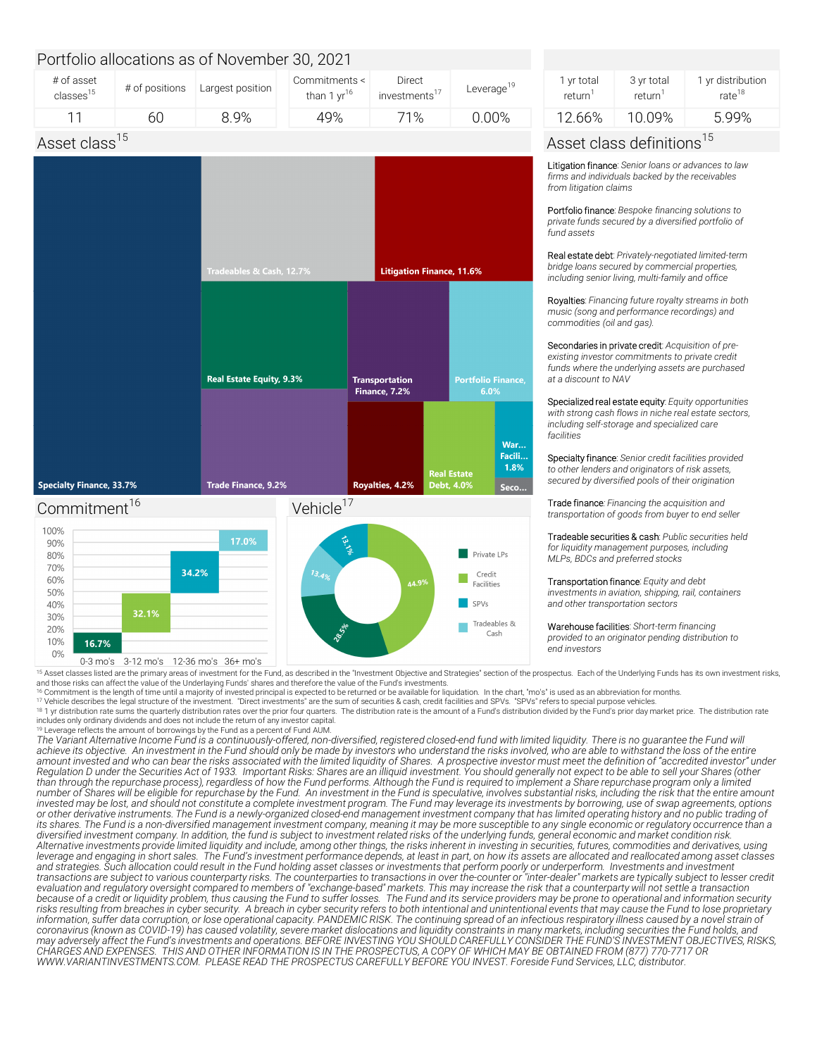## Portfolio allocations as of November 30, 2021

| # of asset classes[15] | # of positions | Largest position | Commitments < than 1 yr[16] | Direct investments[17] | Leverage[19] | 1 yr total return[1] | 3 yr total return[1] | 1 yr distribution rate[18] |
|---|---|---|---|---|---|---|---|---|
| 11 | 60 | 8.9% | 49% | 71% | 0.00% | 12.66% | 10.09% | 5.99% |

## Asset class[15]

Specialty Finance, 33.7%
Tradeables & Cash, 12.7%
Litigation Finance, 11.6%
Real Estate Equity, 9.3%
Transportation Finance, 7.2%
Portfolio Finance, 6.0%
Trade Finance, 9.2%
Royalties, 4.2%
Real Estate Debt, 4.0%
War... Facili... 1.8%
Seco...

## Asset class definitions[15]

Litigation finance: *Senior loans or advances to law firms and individuals backed by the receivables from litigation claims*

Portfolio finance: *Bespoke financing solutions to private funds secured by a diversified portfolio of fund assets*

Real estate debt: *Privately-negotiated limited-term bridge loans secured by commercial properties, including senior living, multi-family and office*

Royalties: *Financing future royalty streams in both music (song and performance recordings) and commodities (oil and gas).*

Secondaries in private credit: *Acquisition of pre-existing investor commitments to private credit funds where the underlying assets are purchased at a discount to NAV*

Specialized real estate equity: *Equity opportunities with strong cash flows in niche real estate sectors, including self-storage and specialized care facilities*

Specialty finance: *Senior credit facilities provided to other lenders and originators of risk assets, secured by diversified pools of their origination*

Trade finance: *Financing the acquisition and transportation of goods from buyer to end seller*

Tradeable securities & cash: *Public securities held for liquidity management purposes, including MLPs, BDCs and preferred stocks*

Transportation finance: *Equity and debt investments in aviation, shipping, rail, containers and other transportation sectors*

Warehouse facilities: *Short-term financing provided to an originator pending distribution to end investors*

## Commitment[16]

100%
90%
80%
70%
60%
50%
40%
30%
20%
10%
0%

16.7%
32.1%
34.2%
17.0%

0-3 mo's
3-12 mo's
12-36 mo's
36+ mo's

## Vehicle[17]

44.9%
28.5%
13.4%
13.1%

Private LPs
Credit Facilities
SPVs
Tradeables & Cash

[15] Asset classes listed are the primary areas of investment for the Fund, as described in the "Investment Objective and Strategies" section of the prospectus. Each of the Underlying Funds has its own investment risks, and those risks can affect the value of the Underlying Funds' shares and therefore the value of the Fund's investments.
[16] Commitment is the length of time until a majority of invested principal is expected to be returned or be available for liquidation. In the chart, "mo's" is used as an abbreviation for months.
[17] Vehicle describes the legal structure of the investment. "Direct investments" are the sum of securities & cash, credit facilities and SPVs. "SPVs" refers to special purpose vehicles.
[18] 1 yr distribution rate sums the quarterly distribution rates over the prior four quarters. The distribution rate is the amount of a Fund's distribution divided by the Fund's prior day market price. The distribution rate includes only ordinary dividends and does not include the return of any investor capital.
[19] Leverage reflects the amount of borrowings by the Fund as a percent of Fund AUM.

*The Variant Alternative Income Fund is a continuously-offered, non-diversified, registered closed-end fund with limited liquidity. There is no guarantee the Fund will achieve its objective. An investment in the Fund should only be made by investors who understand the risks involved, who are able to withstand the loss of the entire amount invested and who can bear the risks associated with the limited liquidity of Shares. A prospective investor must meet the definition of "accredited investor" under Regulation D under the Securities Act of 1933. Important Risks: Shares are an illiquid investment. You should generally not expect to be able to sell your Shares (other than through the repurchase process), regardless of how the Fund performs. Although the Fund is required to implement a Share repurchase program only a limited number of Shares will be eligible for repurchase by the Fund. An investment in the Fund is speculative, involves substantial risks, including the risk that the entire amount invested may be lost, and should not constitute a complete investment program. The Fund may leverage its investments by borrowing, use of swap agreements, options or other derivative instruments. The Fund is a newly-organized closed-end management investment company that has limited operating history and no public trading of its shares. The Fund is a non-diversified management investment company, meaning it may be more susceptible to any single economic or regulatory occurrence than a diversified investment company. In addition, the fund is subject to investment related risks of the underlying funds, general economic and market condition risk. Alternative investments provide limited liquidity and include, among other things, the risks inherent in investing in securities, futures, commodities and derivatives, using leverage and engaging in short sales. The Fund's investment performance depends, at least in part, on how its assets are allocated and reallocated among asset classes and strategies. Such allocation could result in the Fund holding asset classes or investments that perform poorly or underperform. Investments and investment transactions are subject to various counterparty risks. The counterparties to transactions in over the-counter or "inter-dealer" markets are typically subject to lesser credit evaluation and regulatory oversight compared to members of "exchange-based" markets. This may increase the risk that a counterparty will not settle a transaction because of a credit or liquidity problem, thus causing the Fund to suffer losses. The Fund and its service providers may be prone to operational and information security risks resulting from breaches in cyber security. A breach in cyber security refers to both intentional and unintentional events that may cause the Fund to lose proprietary information, suffer data corruption, or lose operational capacity. PANDEMIC RISK. The continuing spread of an infectious respiratory illness caused by a novel strain of coronavirus (known as COVID-19) has caused volatility, severe market dislocations and liquidity constraints in many markets, including securities the Fund holds, and may adversely affect the Fund's investments and operations. BEFORE INVESTING YOU SHOULD CAREFULLY CONSIDER THE FUND'S INVESTMENT OBJECTIVES, RISKS, CHARGES AND EXPENSES. THIS AND OTHER INFORMATION IS IN THE PROSPECTUS, A COPY OF WHICH MAY BE OBTAINED FROM (877) 770-7717 OR WWW.VARIANTINVESTMENTS.COM. PLEASE READ THE PROSPECTUS CAREFULLY BEFORE YOU INVEST. Foreside Fund Services, LLC, distributor.*